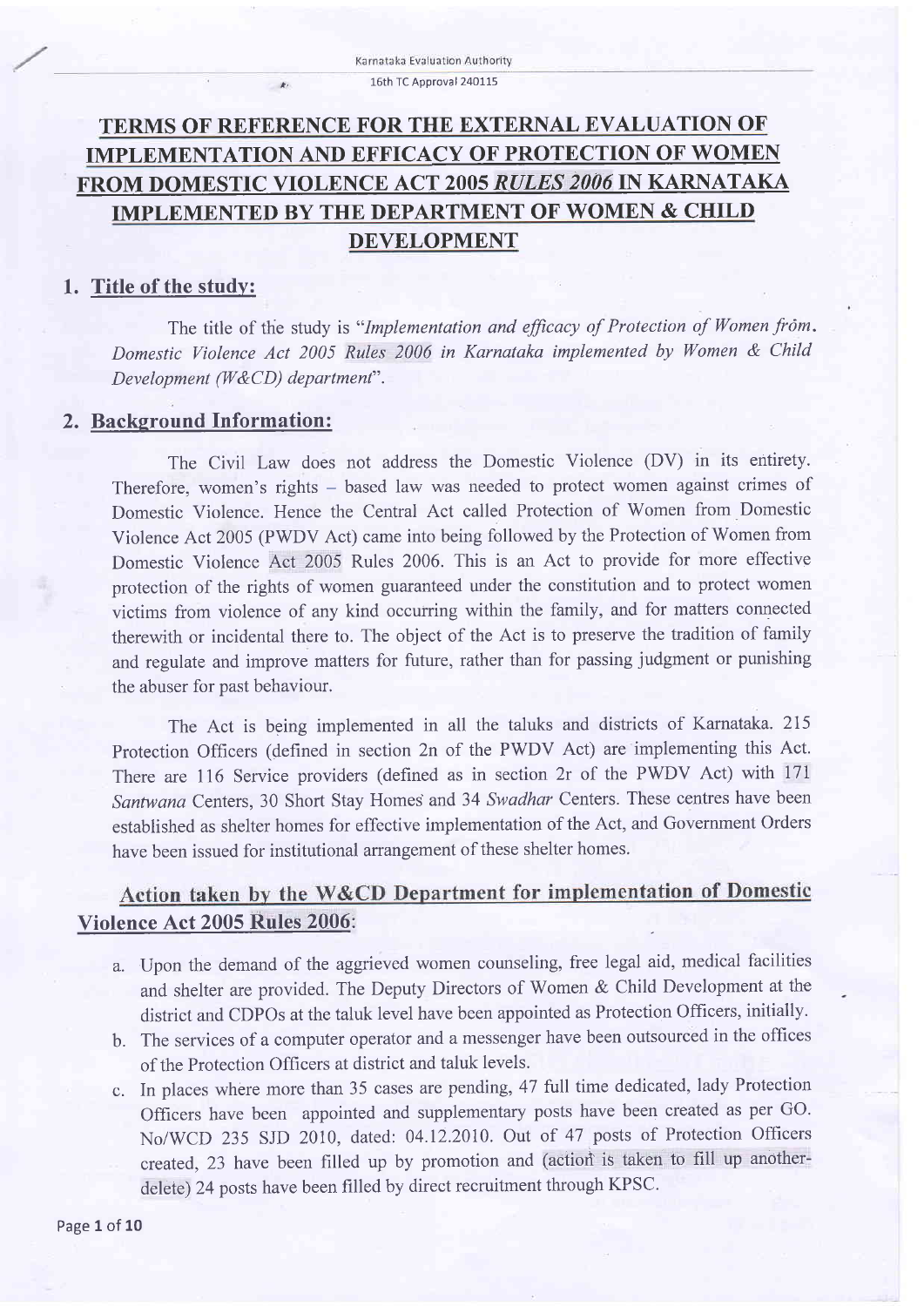# TERMS OF REFERENCE FOR THE EXTERNAL EVALUATION OF IMPLEMENTATION AND EFFICACY OF PROTECTION OF WOMEN FROM DOMESTIC VIOLENCE ACT 2005 *RULES 2006* IN KARNATAKA IMPLEMENTED BY THE DEPARTMENT OF WOMEN & CHILD DEVELOPMENT

## 1. Title of the study:

The title of the study is "*Implementation and efficacy of Protection of Women from. Domestic Violence Act 2005 Rules 2006 in Karnataka implemented by Women & Child Development (W&CD) department*".

## 2. Background Information:

The Civil Law does not address the Domestic Violence (DV) in its entirety. Therefore, women's rights – based law was needed to protect women against crimes of Domestic Violence. Hence the Central Act called Protection of Women from Domestic Violence Act 2005 (PWDV Act) came into being followed by the Protection of Women from Domestic Violence Act 2005 Rules 2006. This is an Act to provide for more effective protection of the rights of women guaranteed under the constitution and to protect women victims from violence of any kind occurring within the family, and for matters connected therewith or incidental there to. The object of the Act is to preserve the tradition of family and regulate and improve matters for future, rather than for passing judgment or punishing the abuser for past behaviour.

The Act is being implemented in all the taluks and districts of Karnataka. 215 Protection Officers (defined in section 2n of the PWDV Act) are implementing this Act. There are 116 Service providers (defined as in section 2r of the PWDV Act) with 171 *Santwana* Centers, 30 Short Stay Homes and 34 *Swadhar* Centers. These centres have been established as shelter homes for effective implementation of the Act, and Government Orders have been issued for institutional arrangement of these shelter homes.

### Action taken by the W&CD Department for implementation of Domestic Violence Act 2005 Rules 2006:

a. Upon the demand of the aggrieved women counseling, free legal aid, medical facilities and shelter are provided. The Deputy Directors of Women & Child Development at the district and CDPOs at the taluk level have been appointed as Protection Officers, initially.
b. The services of a computer operator and a messenger have been outsourced in the offices of the Protection Officers at district and taluk levels.
c. In places where more than 35 cases are pending, 47 full time dedicated, lady Protection Officers have been appointed and supplementary posts have been created as per GO. No/WCD 235 SJD 2010, dated: 04.12.2010. Out of 47 posts of Protection Officers created, 23 have been filled up by promotion and (action is taken to fill up another-delete) 24 posts have been filled by direct recruitment through KPSC.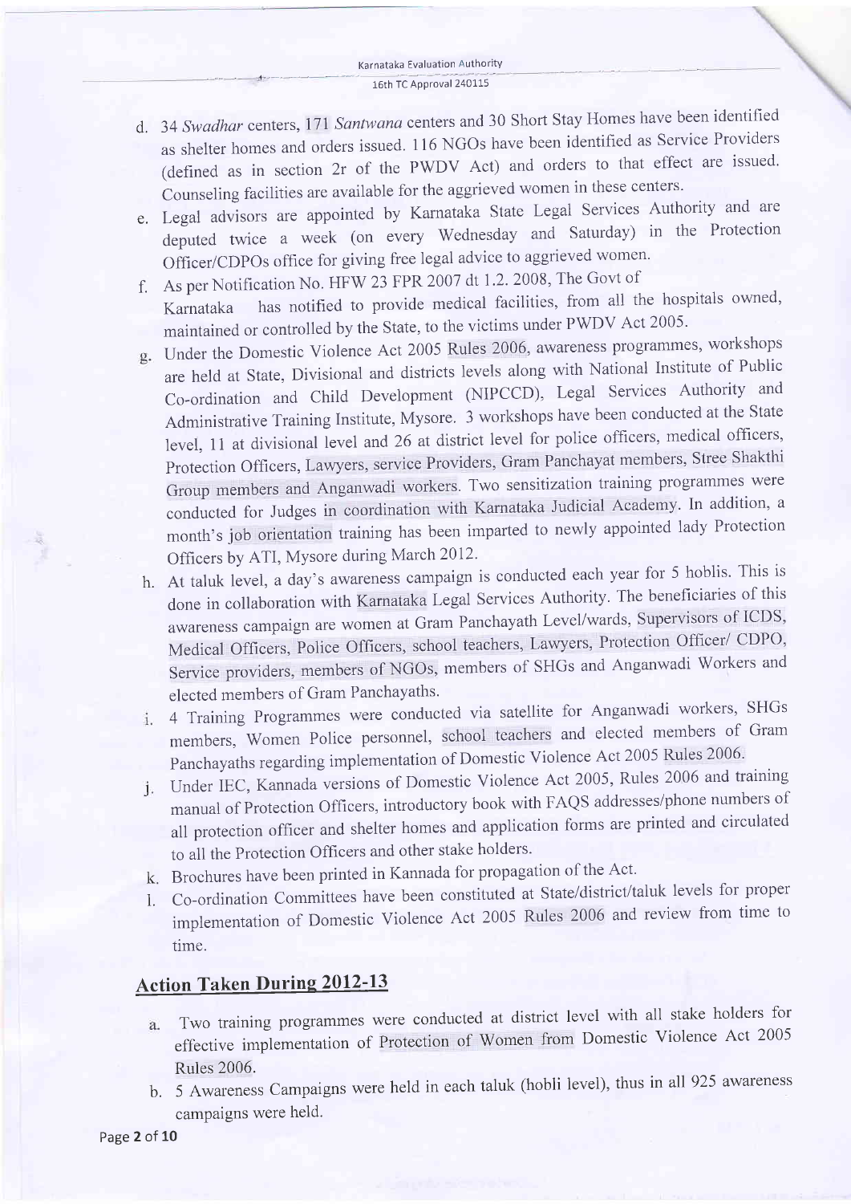d. 34 *Swadhar* centers, 171 *Santwana* centers and 30 Short Stay Homes have been identified as shelter homes and orders issued. 116 NGOs have been identified as Service Providers (defined as in section 2r of the PWDV Act) and orders to that effect are issued. Counseling facilities are available for the aggrieved women in these centers.

e. Legal advisors are appointed by Karnataka State Legal Services Authority and are deputed twice a week (on every Wednesday and Saturday) in the Protection Officer/CDPOs office for giving free legal advice to aggrieved women.

f. As per Notification No. HFW 23 FPR 2007 dt 1.2. 2008, The Govt of Karnataka has notified to provide medical facilities, from all the hospitals owned, maintained or controlled by the State, to the victims under PWDV Act 2005.

g. Under the Domestic Violence Act 2005 Rules 2006, awareness programmes, workshops are held at State, Divisional and districts levels along with National Institute of Public Co-ordination and Child Development (NIPCCD), Legal Services Authority and Administrative Training Institute, Mysore. 3 workshops have been conducted at the State level, 11 at divisional level and 26 at district level for police officers, medical officers, Protection Officers, Lawyers, service Providers, Gram Panchayat members, Stree Shakthi Group members and Anganwadi workers. Two sensitization training programmes were conducted for Judges in coordination with Karnataka Judicial Academy. In addition, a month's job orientation training has been imparted to newly appointed lady Protection Officers by ATI, Mysore during March 2012.

h. At taluk level, a day's awareness campaign is conducted each year for 5 hoblis. This is done in collaboration with Karnataka Legal Services Authority. The beneficiaries of this awareness campaign are women at Gram Panchayath Level/wards, Supervisors of ICDS, Medical Officers, Police Officers, school teachers, Lawyers, Protection Officer/ CDPO, Service providers, members of NGOs, members of SHGs and Anganwadi Workers and elected members of Gram Panchayaths.

i. 4 Training Programmes were conducted via satellite for Anganwadi workers, SHGs members, Women Police personnel, school teachers and elected members of Gram Panchayaths regarding implementation of Domestic Violence Act 2005 Rules 2006.

j. Under IEC, Kannada versions of Domestic Violence Act 2005, Rules 2006 and training manual of Protection Officers, introductory book with FAQS addresses/phone numbers of all protection officer and shelter homes and application forms are printed and circulated to all the Protection Officers and other stake holders.

k. Brochures have been printed in Kannada for propagation of the Act.

l. Co-ordination Committees have been constituted at State/district/taluk levels for proper implementation of Domestic Violence Act 2005 Rules 2006 and review from time to time.

## Action Taken During 2012-13

a. Two training programmes were conducted at district level with all stake holders for effective implementation of Protection of Women from Domestic Violence Act 2005 Rules 2006.

b. 5 Awareness Campaigns were held in each taluk (hobli level), thus in all 925 awareness campaigns were held.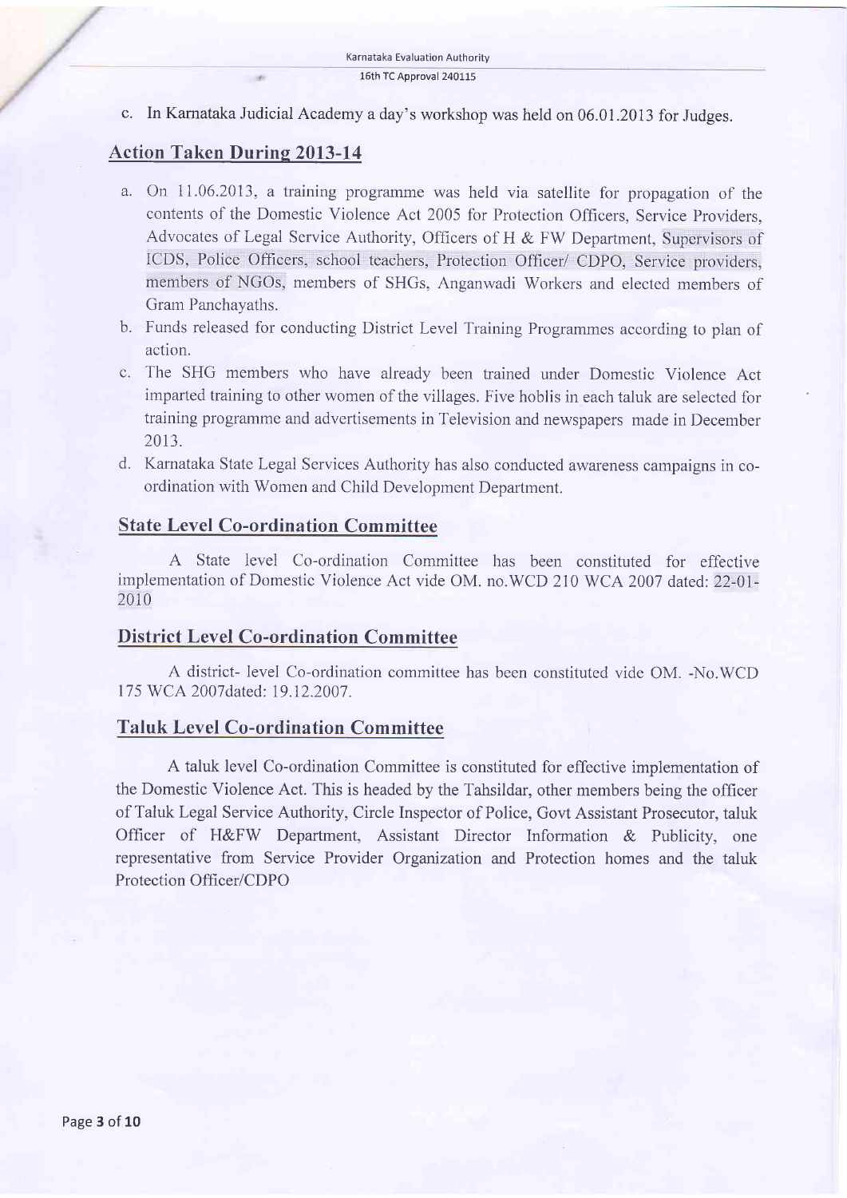c. In Karnataka Judicial Academy a day's workshop was held on 06.01.2013 for Judges.

## Action Taken During 2013-14

a. On 11.06.2013, a training programme was held via satellite for propagation of the contents of the Domestic Violence Act 2005 for Protection Officers, Service Providers, Advocates of Legal Service Authority, Officers of H & FW Department, Supervisors of ICDS, Police Officers, school teachers, Protection Officer/ CDPO, Service providers, members of NGOs, members of SHGs, Anganwadi Workers and elected members of Gram Panchayaths.

b. Funds released for conducting District Level Training Programmes according to plan of action.

c. The SHG members who have already been trained under Domestic Violence Act imparted training to other women of the villages. Five hoblis in each taluk are selected for training programme and advertisements in Television and newspapers made in December 2013.

d. Karnataka State Legal Services Authority has also conducted awareness campaigns in co-ordination with Women and Child Development Department.

## State Level Co-ordination Committee

A State level Co-ordination Committee has been constituted for effective implementation of Domestic Violence Act vide OM. no.WCD 210 WCA 2007 dated: 22-01-2010

## District Level Co-ordination Committee

A district- level Co-ordination committee has been constituted vide OM. -No.WCD 175 WCA 2007dated: 19.12.2007.

## Taluk Level Co-ordination Committee

A taluk level Co-ordination Committee is constituted for effective implementation of the Domestic Violence Act. This is headed by the Tahsildar, other members being the officer of Taluk Legal Service Authority, Circle Inspector of Police, Govt Assistant Prosecutor, taluk Officer of H&FW Department, Assistant Director Information & Publicity, one representative from Service Provider Organization and Protection homes and the taluk Protection Officer/CDPO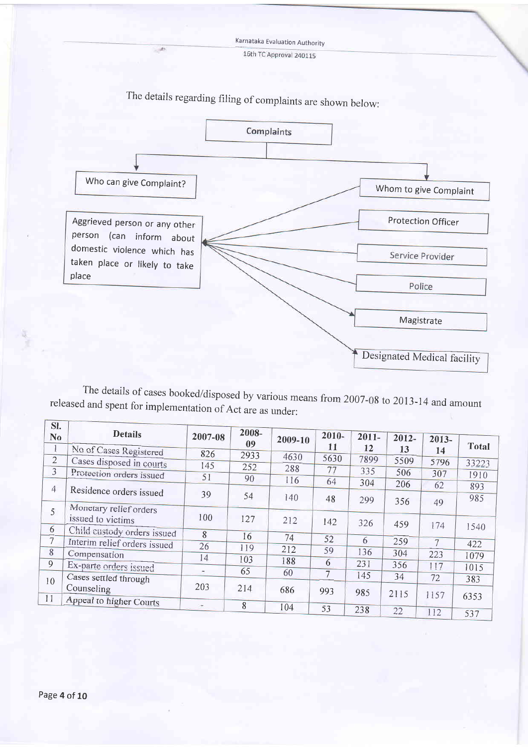The details regarding filing of complaints are shown below:

**Complaints**

- **Who can give Complaint?**
  - Aggrieved person or any other person (can inform about domestic violence which has taken place or likely to take place)
- **Whom to give Complaint**
  - Protection Officer
  - Service Provider
  - Police
  - Magistrate
  - Designated Medical facility

The details of cases booked/disposed by various means from 2007-08 to 2013-14 and amount released and spent for implementation of Act are as under:

| Sl. No | Details | 2007-08 | 2008-09 | 2009-10 | 2010-11 | 2011-12 | 2012-13 | 2013-14 | Total |
|---|---|---|---|---|---|---|---|---|---|
| 1 | No of Cases Registered | 826 | 2933 | 4630 | 5630 | 7899 | 5509 | 5796 | 33223 |
| 2 | Cases disposed in courts | 145 | 252 | 288 | 77 | 335 | 506 | 307 | 1910 |
| 3 | Protection orders issued | 51 | 90 | 116 | 64 | 304 | 206 | 62 | 893 |
| 4 | Residence orders issued | 39 | 54 | 140 | 48 | 299 | 356 | 49 | 985 |
| 5 | Monetary relief orders issued to victims | 100 | 127 | 212 | 142 | 326 | 459 | 174 | 1540 |
| 6 | Child custody orders issued | 8 | 16 | 74 | 52 | 6 | 259 | 7 | 422 |
| 7 | Interim relief orders issued | 26 | 119 | 212 | 59 | 136 | 304 | 223 | 1079 |
| 8 | Compensation | 14 | 103 | 188 | 6 | 231 | 356 | 117 | 1015 |
| 9 | Ex-parte orders issued | - | 65 | 60 | 7 | 145 | 34 | 72 | 383 |
| 10 | Cases settled through Counseling | 203 | 214 | 686 | 993 | 985 | 2115 | 1157 | 6353 |
| 11 | Appeal to higher Courts | - | 8 | 104 | 53 | 238 | 22 | 112 | 537 |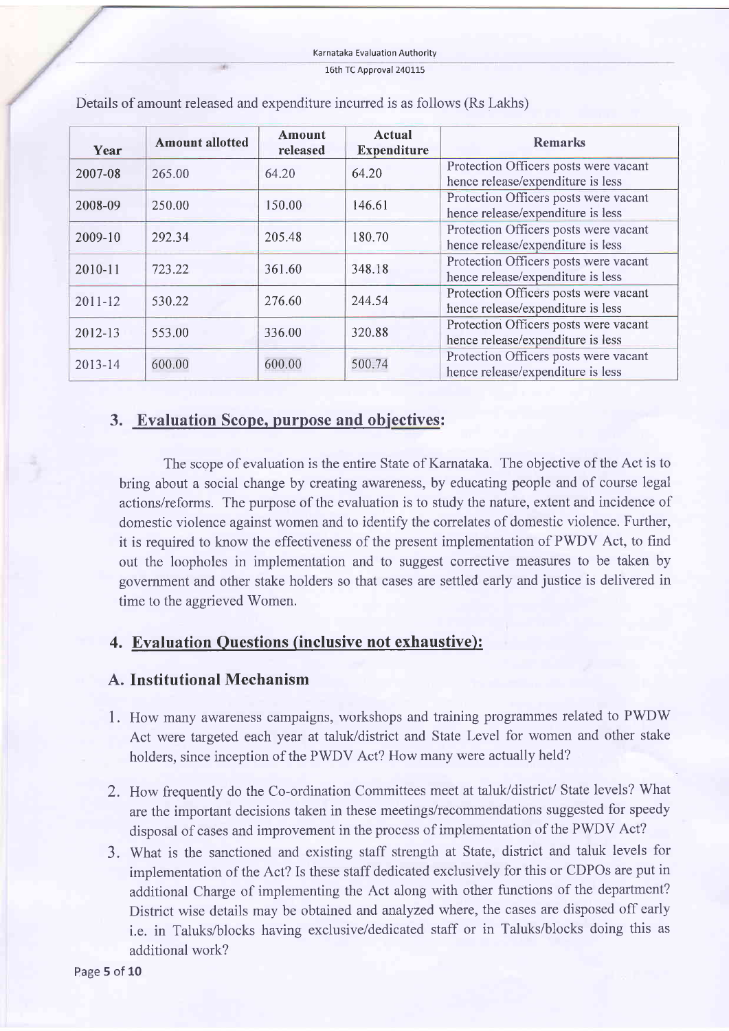Details of amount released and expenditure incurred is as follows (Rs Lakhs)

| Year | Amount allotted | Amount released | Actual Expenditure | Remarks |
|---|---|---|---|---|
| 2007-08 | 265.00 | 64.20 | 64.20 | Protection Officers posts were vacant hence release/expenditure is less |
| 2008-09 | 250.00 | 150.00 | 146.61 | Protection Officers posts were vacant hence release/expenditure is less |
| 2009-10 | 292.34 | 205.48 | 180.70 | Protection Officers posts were vacant hence release/expenditure is less |
| 2010-11 | 723.22 | 361.60 | 348.18 | Protection Officers posts were vacant hence release/expenditure is less |
| 2011-12 | 530.22 | 276.60 | 244.54 | Protection Officers posts were vacant hence release/expenditure is less |
| 2012-13 | 553.00 | 336.00 | 320.88 | Protection Officers posts were vacant hence release/expenditure is less |
| 2013-14 | 600.00 | 600.00 | 500.74 | Protection Officers posts were vacant hence release/expenditure is less |

## 3. Evaluation Scope, purpose and objectives:

The scope of evaluation is the entire State of Karnataka. The objective of the Act is to bring about a social change by creating awareness, by educating people and of course legal actions/reforms. The purpose of the evaluation is to study the nature, extent and incidence of domestic violence against women and to identify the correlates of domestic violence. Further, it is required to know the effectiveness of the present implementation of PWDV Act, to find out the loopholes in implementation and to suggest corrective measures to be taken by government and other stake holders so that cases are settled early and justice is delivered in time to the aggrieved Women.

## 4. Evaluation Questions (inclusive not exhaustive):

### A. Institutional Mechanism

1. How many awareness campaigns, workshops and training programmes related to PWDW Act were targeted each year at taluk/district and State Level for women and other stake holders, since inception of the PWDV Act? How many were actually held?
2. How frequently do the Co-ordination Committees meet at taluk/district/ State levels? What are the important decisions taken in these meetings/recommendations suggested for speedy disposal of cases and improvement in the process of implementation of the PWDV Act?
3. What is the sanctioned and existing staff strength at State, district and taluk levels for implementation of the Act? Is these staff dedicated exclusively for this or CDPOs are put in additional Charge of implementing the Act along with other functions of the department? District wise details may be obtained and analyzed where, the cases are disposed off early i.e. in Taluks/blocks having exclusive/dedicated staff or in Taluks/blocks doing this as additional work?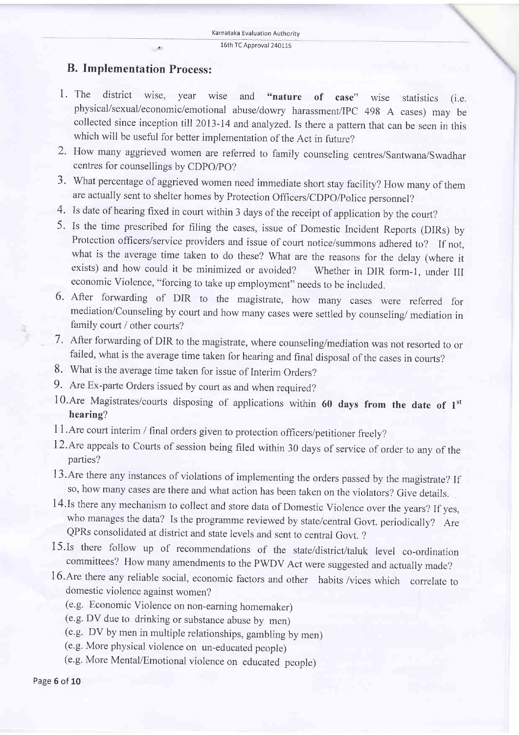## B. Implementation Process:

1. The district wise, year wise and **"nature of case"** wise statistics (i.e. physical/sexual/economic/emotional abuse/dowry harassment/IPC 498 A cases) may be collected since inception till 2013-14 and analyzed. Is there a pattern that can be seen in this which will be useful for better implementation of the Act in future?
2. How many aggrieved women are referred to family counseling centres/Santwana/Swadhar centres for counsellings by CDPO/PO?
3. What percentage of aggrieved women need immediate short stay facility? How many of them are actually sent to shelter homes by Protection Officers/CDPO/Police personnel?
4. Is date of hearing fixed in court within 3 days of the receipt of application by the court?
5. Is the time prescribed for filing the cases, issue of Domestic Incident Reports (DIRs) by Protection officers/service providers and issue of court notice/summons adhered to? If not, what is the average time taken to do these? What are the reasons for the delay (where it exists) and how could it be minimized or avoided? Whether in DIR form-1, under III economic Violence, "forcing to take up employment" needs to be included.
6. After forwarding of DIR to the magistrate, how many cases were referred for mediation/Counseling by court and how many cases were settled by counseling/ mediation in family court / other courts?
7. After forwarding of DIR to the magistrate, where counseling/mediation was not resorted to or failed, what is the average time taken for hearing and final disposal of the cases in courts?
8. What is the average time taken for issue of Interim Orders?
9. Are Ex-parte Orders issued by court as and when required?
10. Are Magistrates/courts disposing of applications within **60 days from the date of 1st hearing**?
11. Are court interim / final orders given to protection officers/petitioner freely?
12. Are appeals to Courts of session being filed within 30 days of service of order to any of the parties?
13. Are there any instances of violations of implementing the orders passed by the magistrate? If so, how many cases are there and what action has been taken on the violators? Give details.
14. Is there any mechanism to collect and store data of Domestic Violence over the years? If yes, who manages the data? Is the programme reviewed by state/central Govt. periodically? Are QPRs consolidated at district and state levels and sent to central Govt. ?
15. Is there follow up of recommendations of the state/district/taluk level co-ordination committees? How many amendments to the PWDV Act were suggested and actually made?
16. Are there any reliable social, economic factors and other habits /vices which correlate to domestic violence against women?
    (e.g. Economic Violence on non-earning homemaker)
    (e.g. DV due to drinking or substance abuse by men)
    (e.g. DV by men in multiple relationships, gambling by men)
    (e.g. More physical violence on un-educated people)
    (e.g. More Mental/Emotional violence on educated people)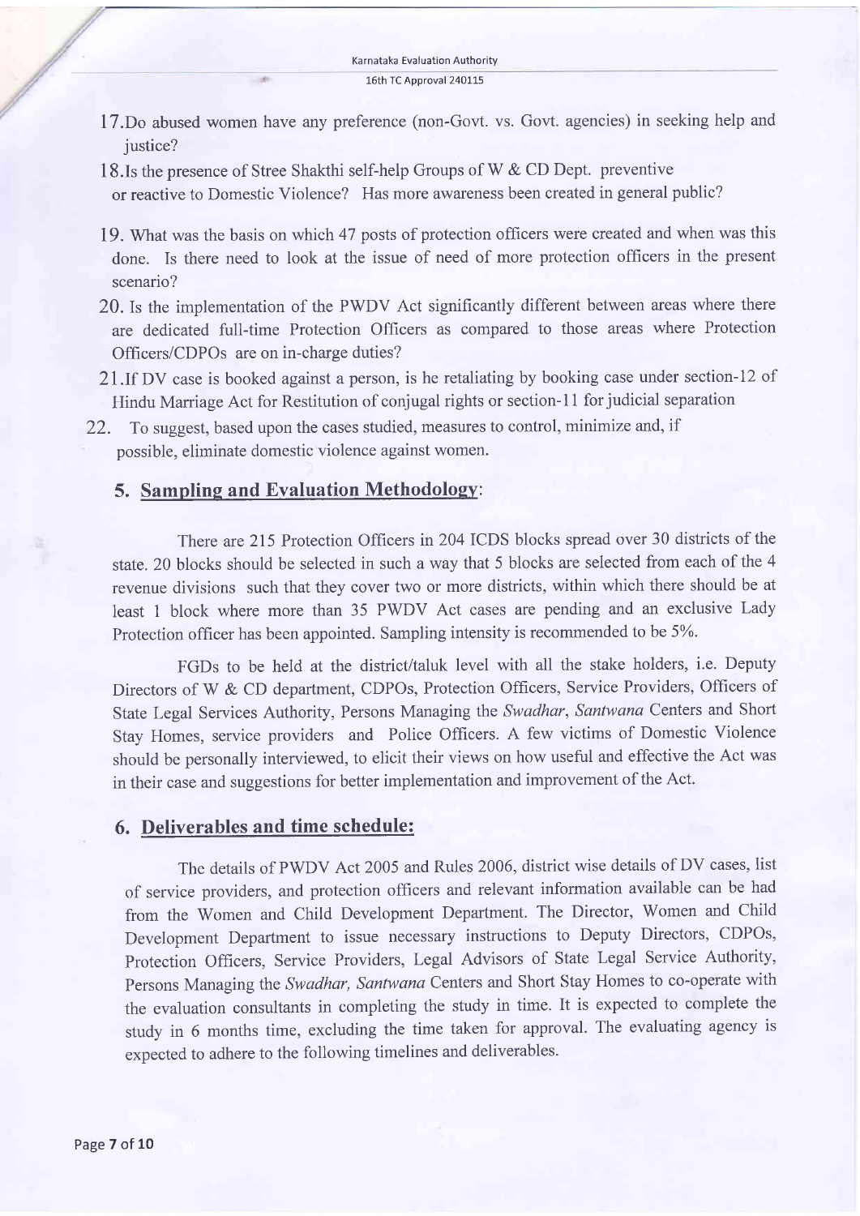17. Do abused women have any preference (non-Govt. vs. Govt. agencies) in seeking help and justice?
18. Is the presence of Stree Shakthi self-help Groups of W & CD Dept. preventive or reactive to Domestic Violence? Has more awareness been created in general public?
19. What was the basis on which 47 posts of protection officers were created and when was this done. Is there need to look at the issue of need of more protection officers in the present scenario?
20. Is the implementation of the PWDV Act significantly different between areas where there are dedicated full-time Protection Officers as compared to those areas where Protection Officers/CDPOs are on in-charge duties?
21. If DV case is booked against a person, is he retaliating by booking case under section-12 of Hindu Marriage Act for Restitution of conjugal rights or section-11 for judicial separation
22. To suggest, based upon the cases studied, measures to control, minimize and, if possible, eliminate domestic violence against women.

## 5. Sampling and Evaluation Methodology:

There are 215 Protection Officers in 204 ICDS blocks spread over 30 districts of the state. 20 blocks should be selected in such a way that 5 blocks are selected from each of the 4 revenue divisions such that they cover two or more districts, within which there should be at least 1 block where more than 35 PWDV Act cases are pending and an exclusive Lady Protection officer has been appointed. Sampling intensity is recommended to be 5%.

FGDs to be held at the district/taluk level with all the stake holders, i.e. Deputy Directors of W & CD department, CDPOs, Protection Officers, Service Providers, Officers of State Legal Services Authority, Persons Managing the *Swadhar*, *Santwana* Centers and Short Stay Homes, service providers and Police Officers. A few victims of Domestic Violence should be personally interviewed, to elicit their views on how useful and effective the Act was in their case and suggestions for better implementation and improvement of the Act.

## 6. Deliverables and time schedule:

The details of PWDV Act 2005 and Rules 2006, district wise details of DV cases, list of service providers, and protection officers and relevant information available can be had from the Women and Child Development Department. The Director, Women and Child Development Department to issue necessary instructions to Deputy Directors, CDPOs, Protection Officers, Service Providers, Legal Advisors of State Legal Service Authority, Persons Managing the *Swadhar, Santwana* Centers and Short Stay Homes to co-operate with the evaluation consultants in completing the study in time. It is expected to complete the study in 6 months time, excluding the time taken for approval. The evaluating agency is expected to adhere to the following timelines and deliverables.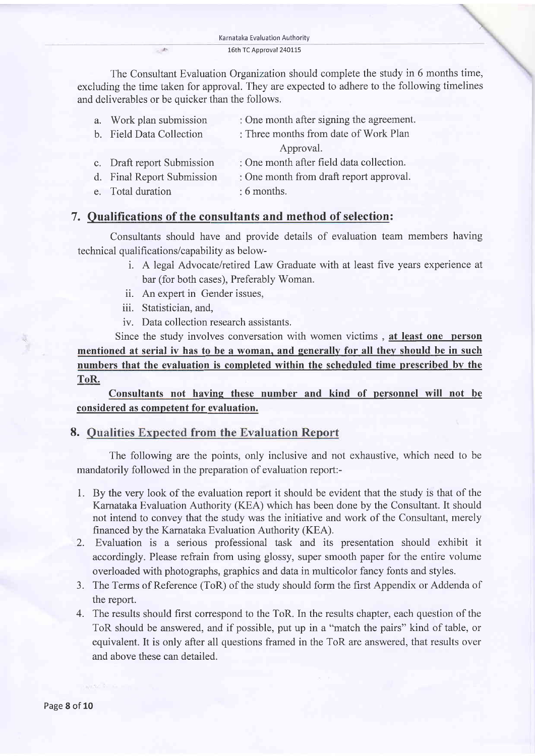The Consultant Evaluation Organization should complete the study in 6 months time, excluding the time taken for approval. They are expected to adhere to the following timelines and deliverables or be quicker than the follows.

a. Work plan submission : One month after signing the agreement.
b. Field Data Collection : Three months from date of Work Plan Approval.
c. Draft report Submission : One month after field data collection.
d. Final Report Submission : One month from draft report approval.
e. Total duration : 6 months.

## 7. Qualifications of the consultants and method of selection:

Consultants should have and provide details of evaluation team members having technical qualifications/capability as below-

i. A legal Advocate/retired Law Graduate with at least five years experience at bar (for both cases), Preferably Woman.
ii. An expert in Gender issues,
iii. Statistician, and,
iv. Data collection research assistants.

Since the study involves conversation with women victims , **at least one person mentioned at serial iv has to be a woman, and generally for all they should be in such numbers that the evaluation is completed within the scheduled time prescribed by the ToR.**

**Consultants not having these number and kind of personnel will not be considered as competent for evaluation.**

## 8. Qualities Expected from the Evaluation Report

The following are the points, only inclusive and not exhaustive, which need to be mandatorily followed in the preparation of evaluation report:-

1. By the very look of the evaluation report it should be evident that the study is that of the Karnataka Evaluation Authority (KEA) which has been done by the Consultant. It should not intend to convey that the study was the initiative and work of the Consultant, merely financed by the Karnataka Evaluation Authority (KEA).
2. Evaluation is a serious professional task and its presentation should exhibit it accordingly. Please refrain from using glossy, super smooth paper for the entire volume overloaded with photographs, graphics and data in multicolor fancy fonts and styles.
3. The Terms of Reference (ToR) of the study should form the first Appendix or Addenda of the report.
4. The results should first correspond to the ToR. In the results chapter, each question of the ToR should be answered, and if possible, put up in a "match the pairs" kind of table, or equivalent. It is only after all questions framed in the ToR are answered, that results over and above these can detailed.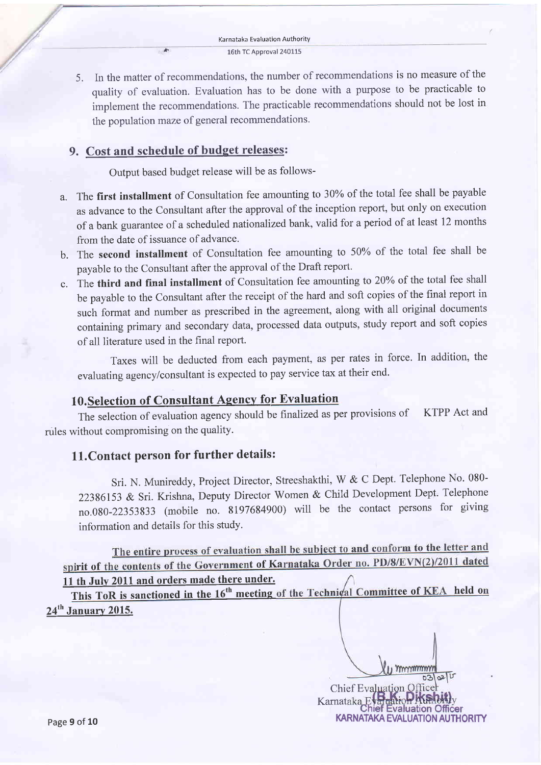5. In the matter of recommendations, the number of recommendations is no measure of the quality of evaluation. Evaluation has to be done with a purpose to be practicable to implement the recommendations. The practicable recommendations should not be lost in the population maze of general recommendations.

## 9. Cost and schedule of budget releases:

Output based budget release will be as follows-

a. The **first installment** of Consultation fee amounting to 30% of the total fee shall be payable as advance to the Consultant after the approval of the inception report, but only on execution of a bank guarantee of a scheduled nationalized bank, valid for a period of at least 12 months from the date of issuance of advance.
b. The **second installment** of Consultation fee amounting to 50% of the total fee shall be payable to the Consultant after the approval of the Draft report.
c. The **third and final installment** of Consultation fee amounting to 20% of the total fee shall be payable to the Consultant after the receipt of the hard and soft copies of the final report in such format and number as prescribed in the agreement, along with all original documents containing primary and secondary data, processed data outputs, study report and soft copies of all literature used in the final report.

Taxes will be deducted from each payment, as per rates in force. In addition, the evaluating agency/consultant is expected to pay service tax at their end.

## 10. Selection of Consultant Agency for Evaluation

The selection of evaluation agency should be finalized as per provisions of KTPP Act and rules without compromising on the quality.

## 11. Contact person for further details:

Sri. N. Munireddy, Project Director, Streeshakthi, W & C Dept. Telephone No. 080-22386153 & Sri. Krishna, Deputy Director Women & Child Development Dept. Telephone no.080-22353833 (mobile no. 8197684900) will be the contact persons for giving information and details for this study.

**The entire process of evaluation shall be subject to and conform to the letter and spirit of the contents of the Government of Karnataka Order no. PD/8/EVN(2)/2011 dated 11 th July 2011 and orders made there under.**

**This ToR is sanctioned in the 16th meeting of the Technical Committee of KEA held on 24th January 2015.**

03/02/15

Chief Evaluation Officer
Karnataka Evaluation Authority

(B.K. Dikshit)
Chief Evaluation Officer
KARNATAKA EVALUATION AUTHORITY